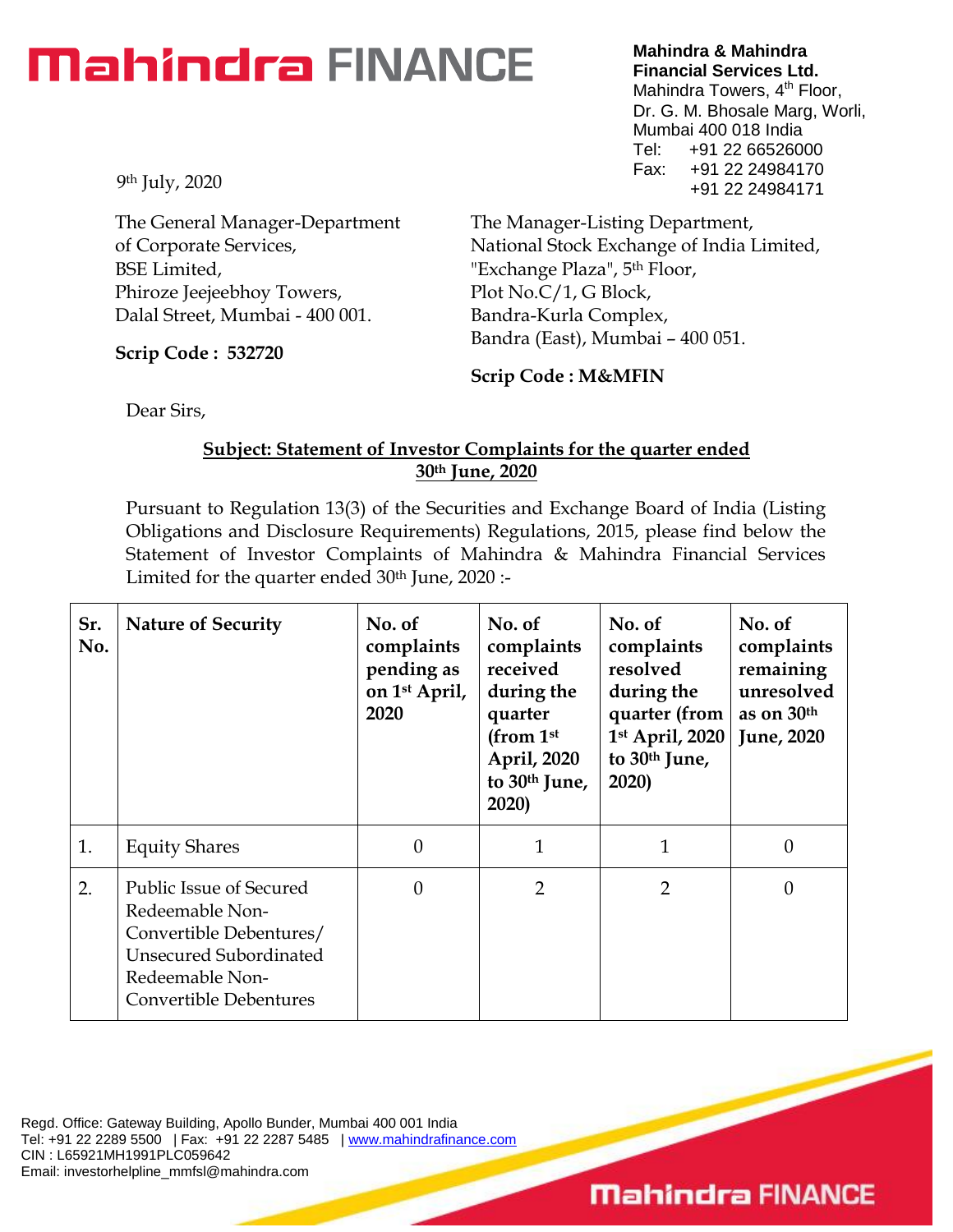# Mahindra FINANCE

**Mahindra & Mahindra Financial Services Ltd.**
Mahindra Towers, 4th Floor,
Dr. G. M. Bhosale Marg, Worli,
Mumbai 400 018 India
Tel: +91 22 66526000
Fax: +91 22 24984170
+91 22 24984171

9th July, 2020

The General Manager-Department of Corporate Services,
BSE Limited,
Phiroze Jeejeebhoy Towers,
Dalal Street, Mumbai - 400 001.

**Scrip Code : 532720**

The Manager-Listing Department,
National Stock Exchange of India Limited,
"Exchange Plaza", 5th Floor,
Plot No.C/1, G Block,
Bandra-Kurla Complex,
Bandra (East), Mumbai – 400 051.

**Scrip Code : M&MFIN**

Dear Sirs,

**Subject: Statement of Investor Complaints for the quarter ended 30th June, 2020**

Pursuant to Regulation 13(3) of the Securities and Exchange Board of India (Listing Obligations and Disclosure Requirements) Regulations, 2015, please find below the Statement of Investor Complaints of Mahindra & Mahindra Financial Services Limited for the quarter ended 30th June, 2020 :-

| Sr. No. | Nature of Security | No. of complaints pending as on 1st April, 2020 | No. of complaints received during the quarter (from 1st April, 2020 to 30th June, 2020) | No. of complaints resolved during the quarter (from 1st April, 2020 to 30th June, 2020) | No. of complaints remaining unresolved as on 30th June, 2020 |
|---|---|---|---|---|---|
| 1. | Equity Shares | 0 | 1 | 1 | 0 |
| 2. | Public Issue of Secured Redeemable Non-Convertible Debentures/ Unsecured Subordinated Redeemable Non-Convertible Debentures | 0 | 2 | 2 | 0 |

Regd. Office: Gateway Building, Apollo Bunder, Mumbai 400 001 India
Tel: +91 22 2289 5500 | Fax: +91 22 2287 5485 | www.mahindrafinance.com
CIN : L65921MH1991PLC059642
Email: investorhelpline_mmfsl@mahindra.com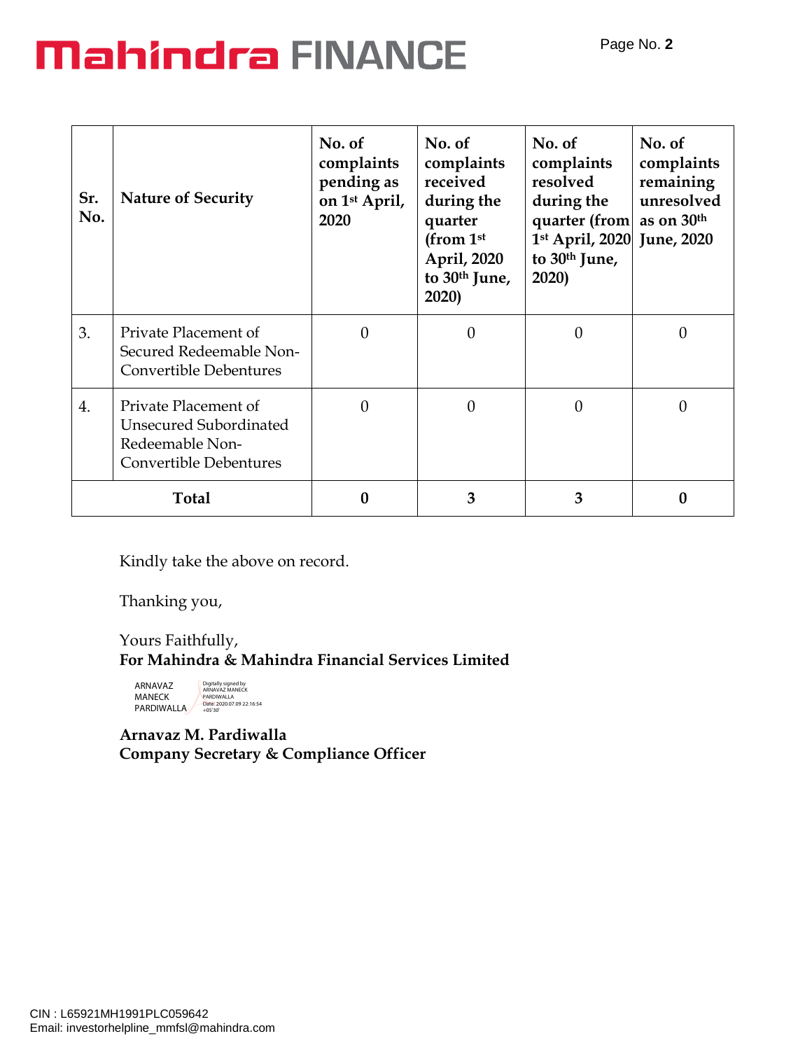| Sr. No. | Nature of Security | No. of complaints pending as on 1st April, 2020 | No. of complaints received during the quarter (from 1st April, 2020 to 30th June, 2020) | No. of complaints resolved during the quarter (from 1st April, 2020 to 30th June, 2020) | No. of complaints remaining unresolved as on 30th June, 2020 |
|---|---|---|---|---|---|
| 3. | Private Placement of Secured Redeemable Non-Convertible Debentures | 0 | 0 | 0 | 0 |
| 4. | Private Placement of Unsecured Subordinated Redeemable Non-Convertible Debentures | 0 | 0 | 0 | 0 |
| **Total** | | **0** | **3** | **3** | **0** |

Kindly take the above on record.

Thanking you,

Yours Faithfully,
**For Mahindra & Mahindra Financial Services Limited**

ARNAVAZ MANECK PARDIWALLA
Digitally signed by ARNAVAZ MANECK PARDIWALLA
Date: 2020.07.09 22:16:54 +05'30'

**Arnavaz M. Pardiwalla**
**Company Secretary & Compliance Officer**

CIN : L65921MH1991PLC059642
Email: investorhelpline_mmfsl@mahindra.com